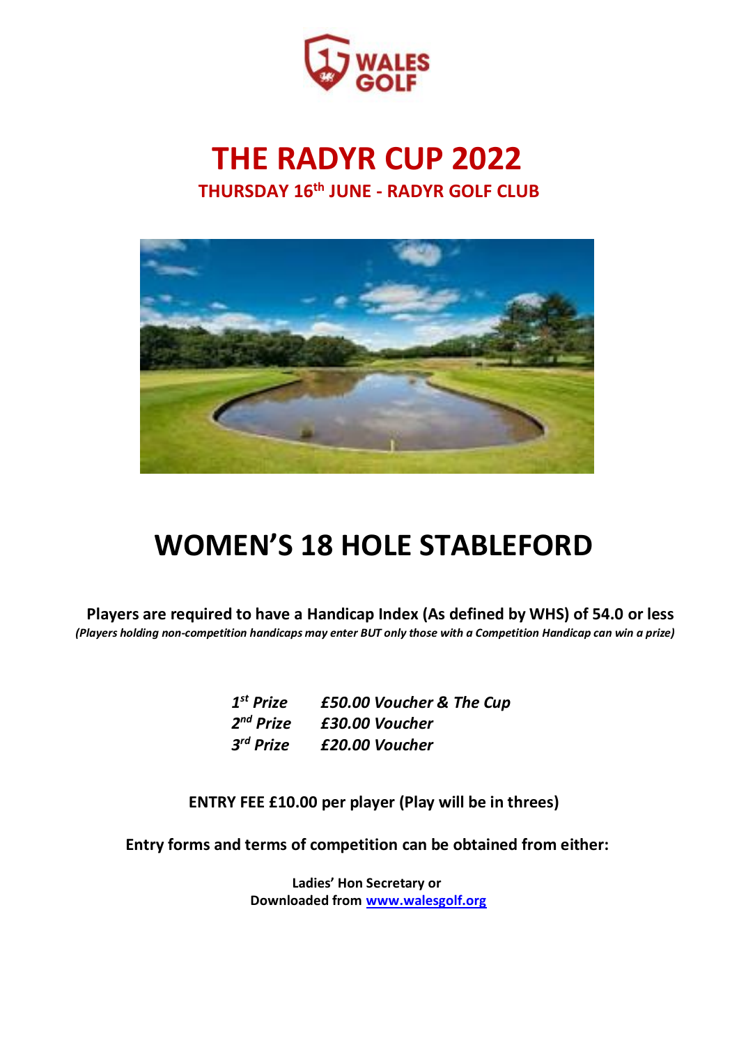# THE RADYR CUP 2022

## THURSDAY 16th JUNE - RADYR GOLF CLUB

# WOMEN'S 18 HOLE STABLEFORD

**Players are required to have a Handicap Index (As defined by WHS) of 54.0 or less**

***(Players holding non-competition handicaps may enter BUT only those with a Competition Handicap can win a prize)***

| | |
|---|---|
| ***1st Prize*** | ***£50.00 Voucher & The Cup*** |
| ***2nd Prize*** | ***£30.00 Voucher*** |
| ***3rd Prize*** | ***£20.00 Voucher*** |

**ENTRY FEE £10.00 per player (Play will be in threes)**

**Entry forms and terms of competition can be obtained from either:**

**Ladies' Hon Secretary or**
**Downloaded from [www.walesgolf.org](http://www.walesgolf.org)**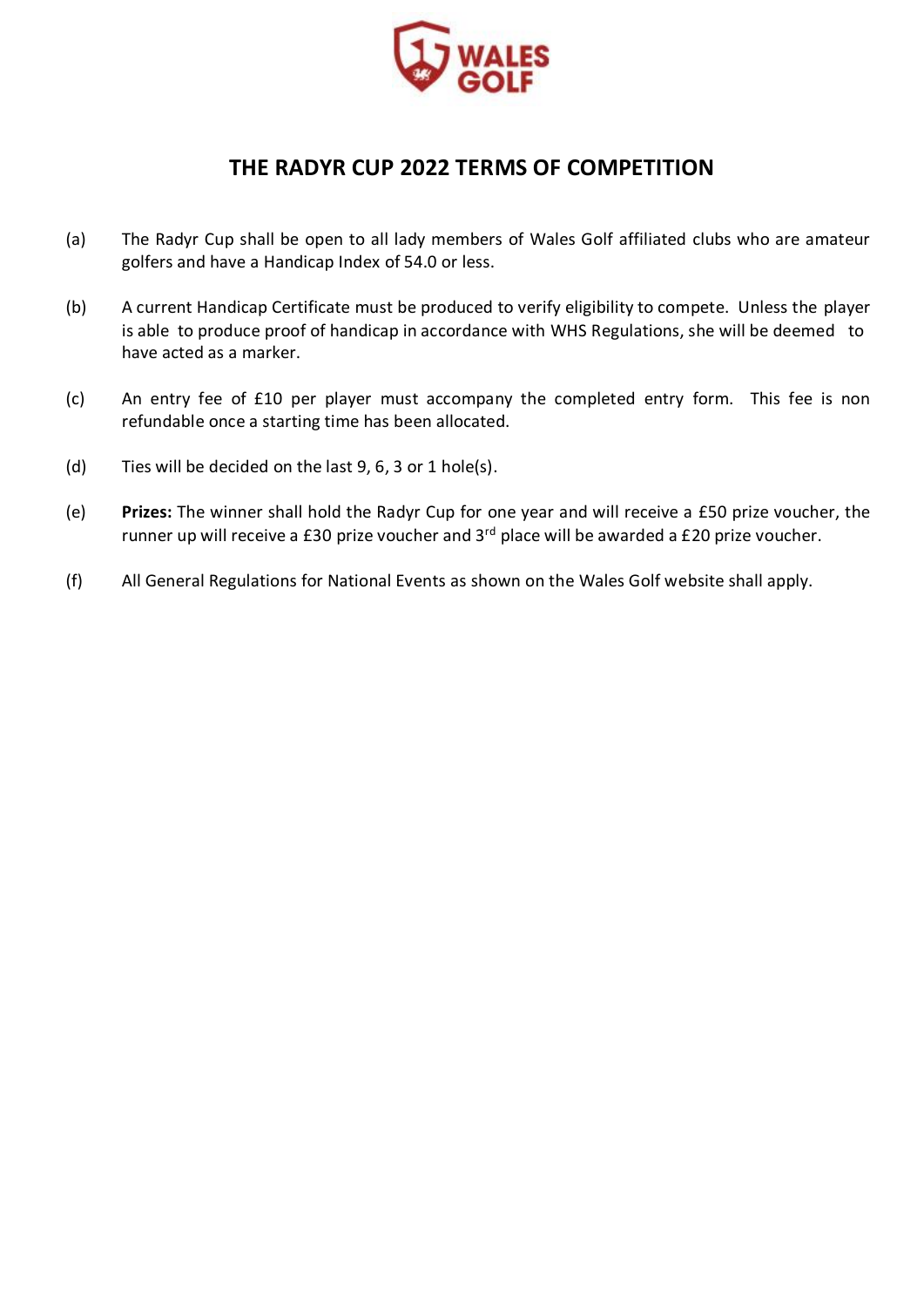# THE RADYR CUP 2022 TERMS OF COMPETITION

(a) The Radyr Cup shall be open to all lady members of Wales Golf affiliated clubs who are amateur golfers and have a Handicap Index of 54.0 or less.

(b) A current Handicap Certificate must be produced to verify eligibility to compete. Unless the player is able to produce proof of handicap in accordance with WHS Regulations, she will be deemed to have acted as a marker.

(c) An entry fee of £10 per player must accompany the completed entry form. This fee is non refundable once a starting time has been allocated.

(d) Ties will be decided on the last 9, 6, 3 or 1 hole(s).

(e) **Prizes:** The winner shall hold the Radyr Cup for one year and will receive a £50 prize voucher, the runner up will receive a £30 prize voucher and 3rd place will be awarded a £20 prize voucher.

(f) All General Regulations for National Events as shown on the Wales Golf website shall apply.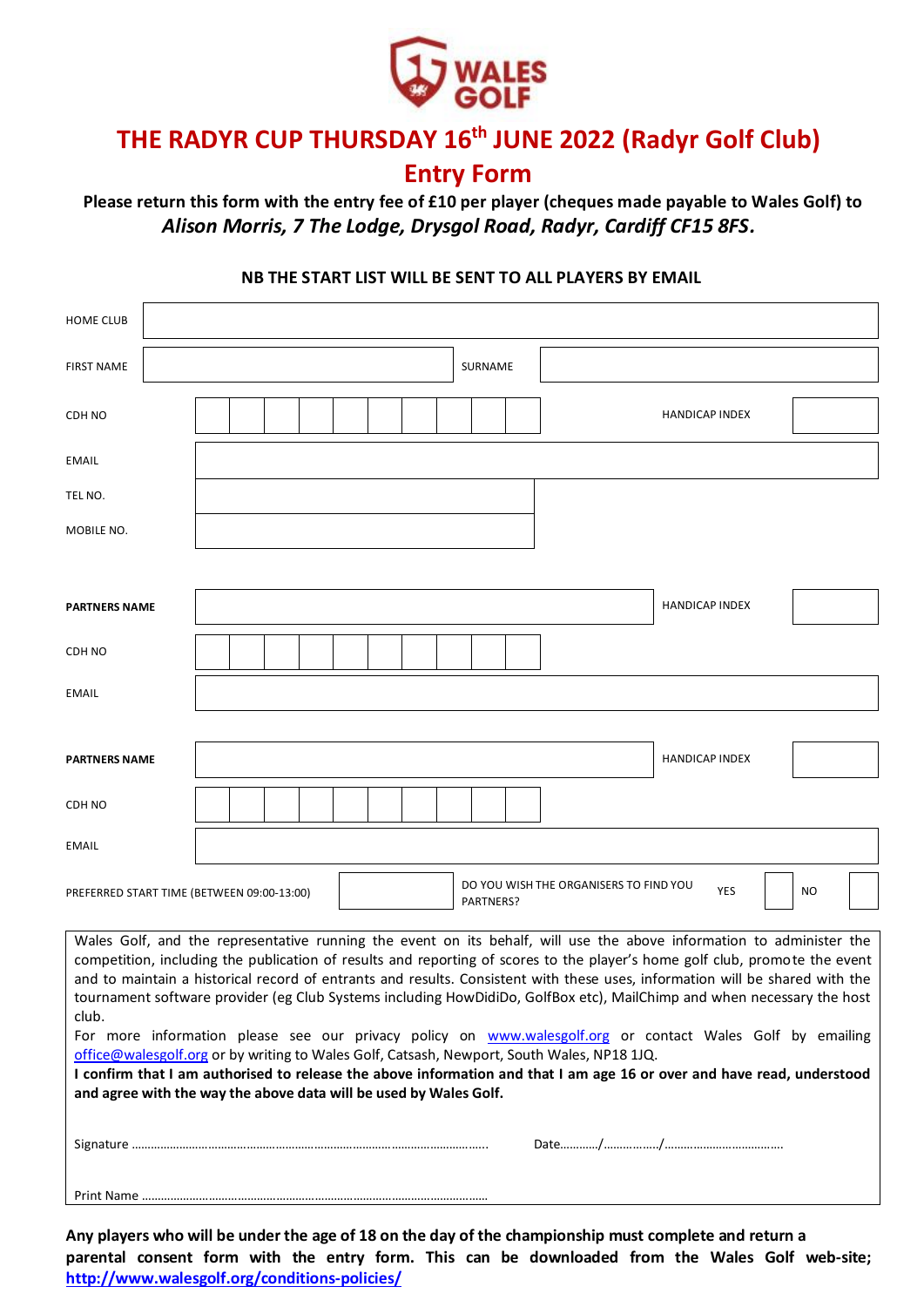WALES GOLF

# THE RADYR CUP THURSDAY 16th JUNE 2022 (Radyr Golf Club)

## Entry Form

**Please return this form with the entry fee of £10 per player (cheques made payable to Wales Golf) to** ***Alison Morris, 7 The Lodge, Drysgol Road, Radyr, Cardiff CF15 8FS.***

**NB THE START LIST WILL BE SENT TO ALL PLAYERS BY EMAIL**

| | | | |
|---|---|---|---|
| HOME CLUB | | | |
| FIRST NAME | | SURNAME | |
| CDH NO | | HANDICAP INDEX | |
| EMAIL | | | |
| TEL NO. | | | |
| MOBILE NO. | | | |

| | | | |
|---|---|---|---|
| **PARTNERS NAME** | | HANDICAP INDEX | |
| CDH NO | | | |
| EMAIL | | | |

| | | | |
|---|---|---|---|
| **PARTNERS NAME** | | HANDICAP INDEX | |
| CDH NO | | | |
| EMAIL | | | |

| | | | | | | |
|---|---|---|---|---|---|---|
| PREFERRED START TIME (BETWEEN 09:00-13:00) | | DO YOU WISH THE ORGANISERS TO FIND YOU PARTNERS? | YES | | NO | |

Wales Golf, and the representative running the event on its behalf, will use the above information to administer the competition, including the publication of results and reporting of scores to the player's home golf club, promote the event and to maintain a historical record of entrants and results. Consistent with these uses, information will be shared with the tournament software provider (eg Club Systems including HowDidiDo, GolfBox etc), MailChimp and when necessary the host club.

For more information please see our privacy policy on www.walesgolf.org or contact Wales Golf by emailing office@walesgolf.org or by writing to Wales Golf, Catsash, Newport, South Wales, NP18 1JQ.

**I confirm that I am authorised to release the above information and that I am age 16 or over and have read, understood and agree with the way the above data will be used by Wales Golf.**

Signature ………………………………………………………………………………………….. Date………../……………./……………………………..

Print Name ………………………………………………………………………………………

**Any players who will be under the age of 18 on the day of the championship must complete and return a parental consent form with the entry form. This can be downloaded from the Wales Golf web-site; http://www.walesgolf.org/conditions-policies/**